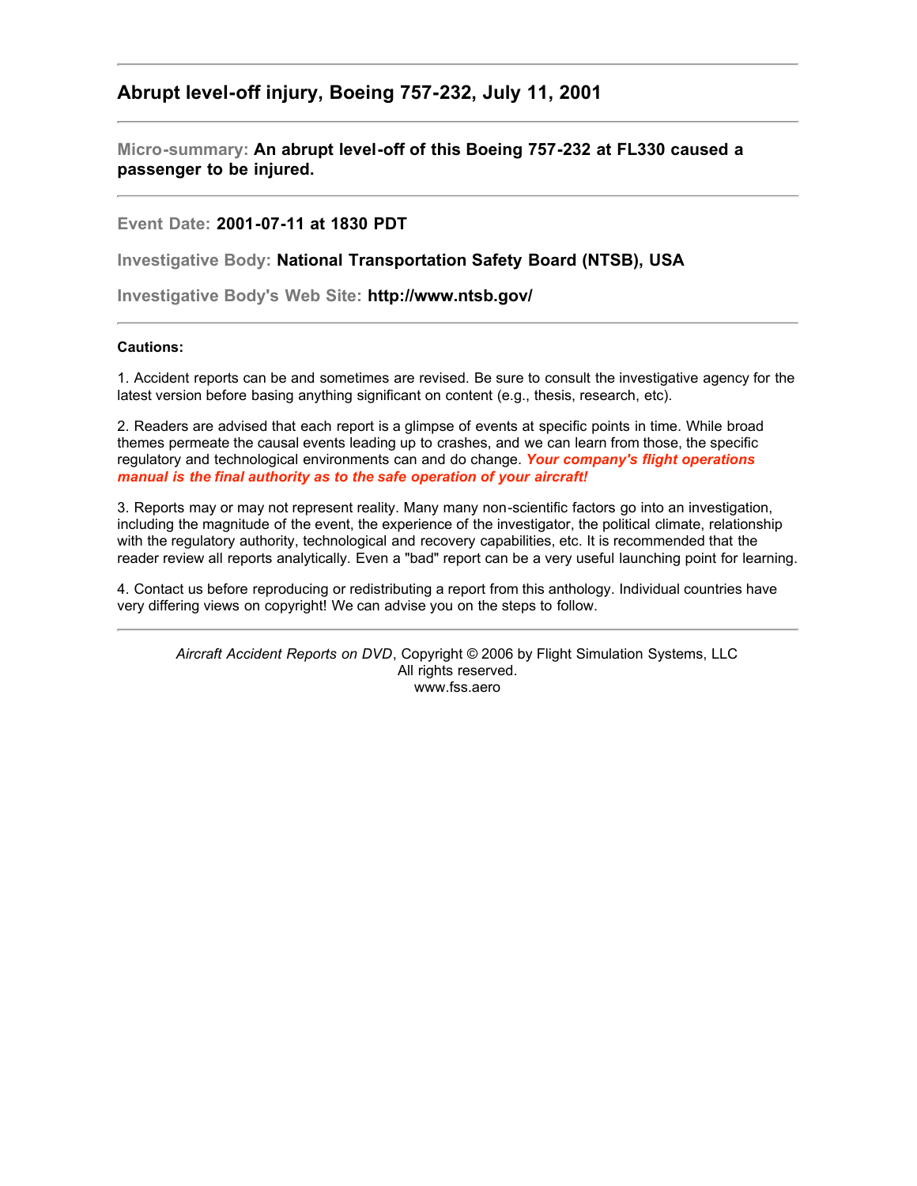## Abrupt level-off injury, Boeing 757-232, July 11, 2001

---

**Micro-summary:** **An abrupt level-off of this Boeing 757-232 at FL330 caused a passenger to be injured.**

---

**Event Date:** **2001-07-11 at 1830 PDT**

**Investigative Body:** **National Transportation Safety Board (NTSB), USA**

**Investigative Body's Web Site:** **http://www.ntsb.gov/**

---

**Cautions:**

1. Accident reports can be and sometimes are revised. Be sure to consult the investigative agency for the latest version before basing anything significant on content (e.g., thesis, research, etc).

2. Readers are advised that each report is a glimpse of events at specific points in time. While broad themes permeate the causal events leading up to crashes, and we can learn from those, the specific regulatory and technological environments can and do change. ***Your company's flight operations manual is the final authority as to the safe operation of your aircraft!***

3. Reports may or may not represent reality. Many many non-scientific factors go into an investigation, including the magnitude of the event, the experience of the investigator, the political climate, relationship with the regulatory authority, technological and recovery capabilities, etc. It is recommended that the reader review all reports analytically. Even a "bad" report can be a very useful launching point for learning.

4. Contact us before reproducing or redistributing a report from this anthology. Individual countries have very differing views on copyright! We can advise you on the steps to follow.

---

*Aircraft Accident Reports on DVD*, Copyright © 2006 by Flight Simulation Systems, LLC
All rights reserved.
www.fss.aero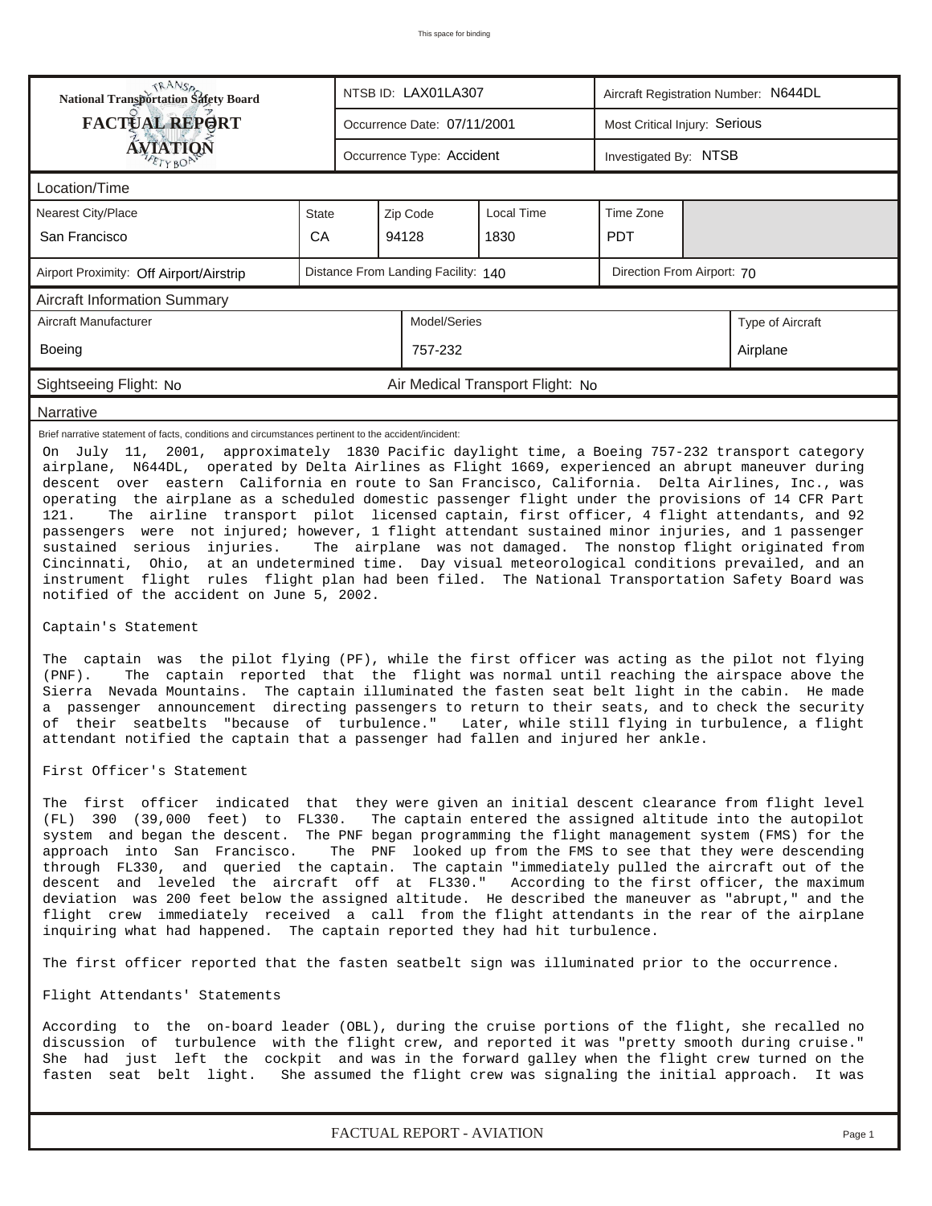This space for binding

| National Transportation Safety Board FACTUAL REPORT AVIATION | NTSB ID: LAX01LA307 | Aircraft Registration Number: N644DL |
|---|---|---|
| | Occurrence Date: 07/11/2001 | Most Critical Injury: Serious |
| | Occurrence Type: Accident | Investigated By: NTSB |

## Location/Time

| Nearest City/Place | State | Zip Code | Local Time | Time Zone |
|---|---|---|---|---|
| San Francisco | CA | 94128 | 1830 | PDT |

| Airport Proximity: Off Airport/Airstrip | Distance From Landing Facility: 140 | Direction From Airport: 70 |
|---|---|---|

## Aircraft Information Summary

| Aircraft Manufacturer | Model/Series | Type of Aircraft |
|---|---|---|
| Boeing | 757-232 | Airplane |

Sightseeing Flight: No     Air Medical Transport Flight: No

## Narrative

Brief narrative statement of facts, conditions and circumstances pertinent to the accident/incident:

On July 11, 2001, approximately 1830 Pacific daylight time, a Boeing 757-232 transport category airplane, N644DL, operated by Delta Airlines as Flight 1669, experienced an abrupt maneuver during descent over eastern California en route to San Francisco, California. Delta Airlines, Inc., was operating the airplane as a scheduled domestic passenger flight under the provisions of 14 CFR Part 121. The airline transport pilot licensed captain, first officer, 4 flight attendants, and 92 passengers were not injured; however, 1 flight attendant sustained minor injuries, and 1 passenger sustained serious injuries. The airplane was not damaged. The nonstop flight originated from Cincinnati, Ohio, at an undetermined time. Day visual meteorological conditions prevailed, and an instrument flight rules flight plan had been filed. The National Transportation Safety Board was notified of the accident on June 5, 2002.

Captain's Statement

The captain was the pilot flying (PF), while the first officer was acting as the pilot not flying (PNF). The captain reported that the flight was normal until reaching the airspace above the Sierra Nevada Mountains. The captain illuminated the fasten seat belt light in the cabin. He made a passenger announcement directing passengers to return to their seats, and to check the security of their seatbelts "because of turbulence." Later, while still flying in turbulence, a flight attendant notified the captain that a passenger had fallen and injured her ankle.

First Officer's Statement

The first officer indicated that they were given an initial descent clearance from flight level (FL) 390 (39,000 feet) to FL330. The captain entered the assigned altitude into the autopilot system and began the descent. The PNF began programming the flight management system (FMS) for the approach into San Francisco. The PNF looked up from the FMS to see that they were descending through FL330, and queried the captain. The captain "immediately pulled the aircraft out of the descent and leveled the aircraft off at FL330." According to the first officer, the maximum deviation was 200 feet below the assigned altitude. He described the maneuver as "abrupt," and the flight crew immediately received a call from the flight attendants in the rear of the airplane inquiring what had happened. The captain reported they had hit turbulence.

The first officer reported that the fasten seatbelt sign was illuminated prior to the occurrence.

Flight Attendants' Statements

According to the on-board leader (OBL), during the cruise portions of the flight, she recalled no discussion of turbulence with the flight crew, and reported it was "pretty smooth during cruise." She had just left the cockpit and was in the forward galley when the flight crew turned on the fasten seat belt light. She assumed the flight crew was signaling the initial approach. It was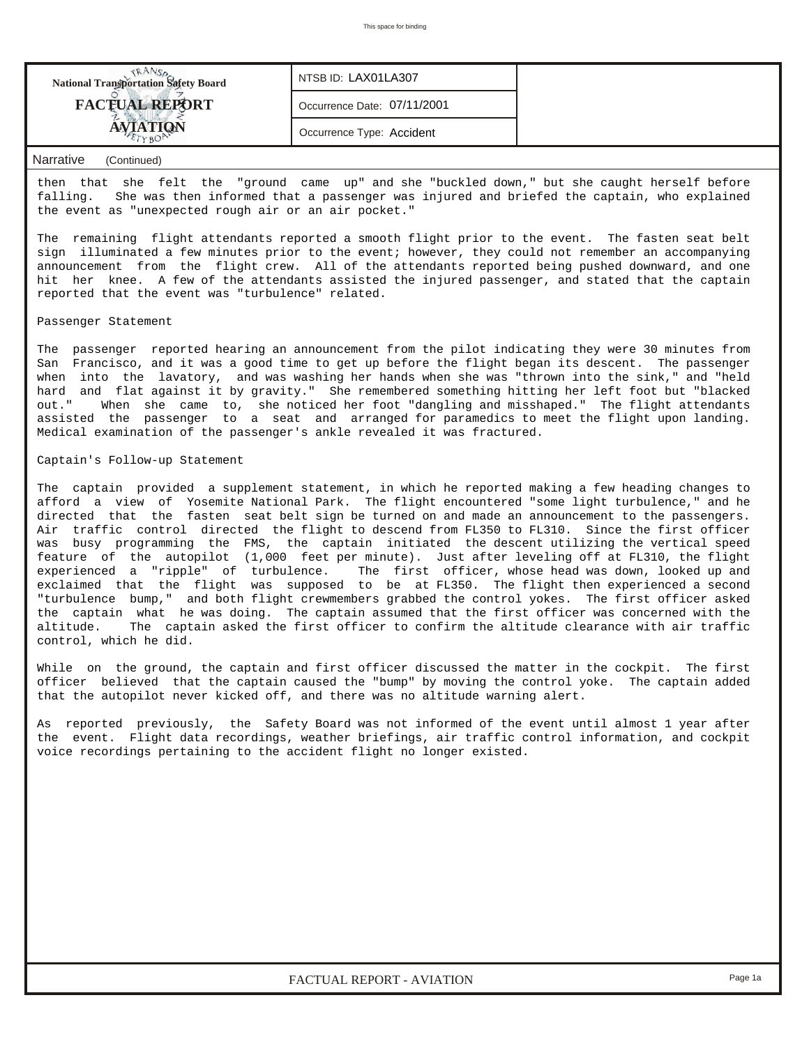| National Transportation Safety Board FACTUAL REPORT AVIATION | NTSB ID: LAX01LA307 | |
|---|---|---|
| | Occurrence Date: 07/11/2001 | |
| | Occurrence Type: Accident | |

**Narrative** (Continued)

then that she felt the "ground came up" and she "buckled down," but she caught herself before falling. She was then informed that a passenger was injured and briefed the captain, who explained the event as "unexpected rough air or an air pocket."

The remaining flight attendants reported a smooth flight prior to the event. The fasten seat belt sign illuminated a few minutes prior to the event; however, they could not remember an accompanying announcement from the flight crew. All of the attendants reported being pushed downward, and one hit her knee. A few of the attendants assisted the injured passenger, and stated that the captain reported that the event was "turbulence" related.

Passenger Statement

The passenger reported hearing an announcement from the pilot indicating they were 30 minutes from San Francisco, and it was a good time to get up before the flight began its descent. The passenger when into the lavatory, and was washing her hands when she was "thrown into the sink," and "held hard and flat against it by gravity." She remembered something hitting her left foot but "blacked out." When she came to, she noticed her foot "dangling and misshaped." The flight attendants assisted the passenger to a seat and arranged for paramedics to meet the flight upon landing. Medical examination of the passenger's ankle revealed it was fractured.

Captain's Follow-up Statement

The captain provided a supplement statement, in which he reported making a few heading changes to afford a view of Yosemite National Park. The flight encountered "some light turbulence," and he directed that the fasten seat belt sign be turned on and made an announcement to the passengers. Air traffic control directed the flight to descend from FL350 to FL310. Since the first officer was busy programming the FMS, the captain initiated the descent utilizing the vertical speed feature of the autopilot (1,000 feet per minute). Just after leveling off at FL310, the flight experienced a "ripple" of turbulence. The first officer, whose head was down, looked up and exclaimed that the flight was supposed to be at FL350. The flight then experienced a second "turbulence bump," and both flight crewmembers grabbed the control yokes. The first officer asked the captain what he was doing. The captain assumed that the first officer was concerned with the altitude. The captain asked the first officer to confirm the altitude clearance with air traffic control, which he did.

While on the ground, the captain and first officer discussed the matter in the cockpit. The first officer believed that the captain caused the "bump" by moving the control yoke. The captain added that the autopilot never kicked off, and there was no altitude warning alert.

As reported previously, the Safety Board was not informed of the event until almost 1 year after the event. Flight data recordings, weather briefings, air traffic control information, and cockpit voice recordings pertaining to the accident flight no longer existed.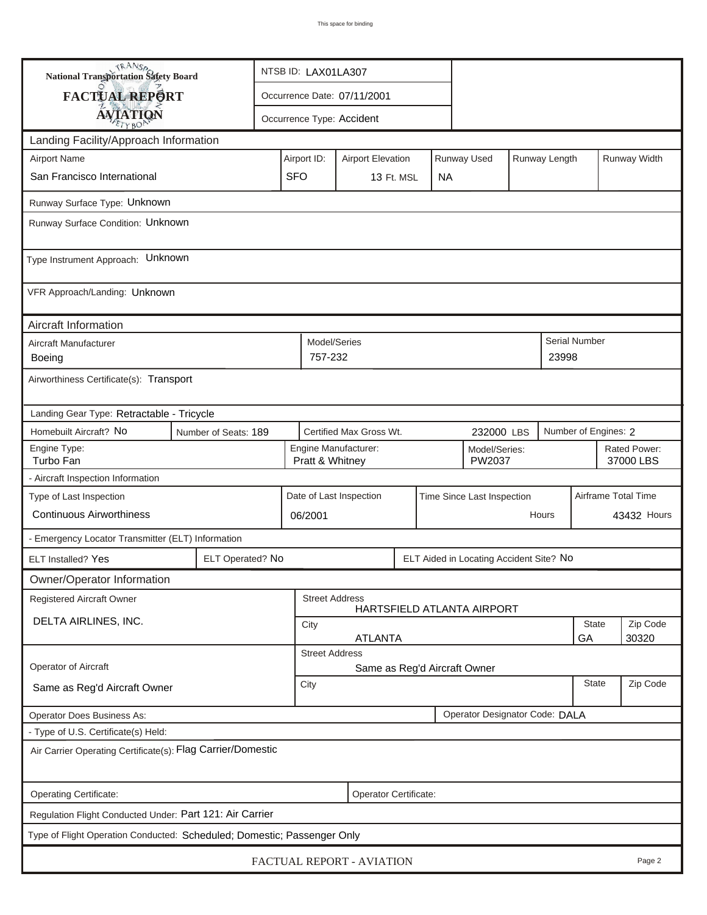This space for binding

| National Transportation Safety Board FACTUAL REPORT AVIATION | NTSB ID: LAX01LA307 |
|---|---|
| | Occurrence Date: 07/11/2001 |
| | Occurrence Type: Accident |

## Landing Facility/Approach Information

| Airport Name | Airport ID: | Airport Elevation | Runway Used | Runway Length | Runway Width |
|---|---|---|---|---|---|
| San Francisco International | SFO | 13 Ft. MSL | NA | | |

Runway Surface Type: Unknown

Runway Surface Condition: Unknown

Type Instrument Approach: Unknown

VFR Approach/Landing: Unknown

## Aircraft Information

| Aircraft Manufacturer | Model/Series | Serial Number |
|---|---|---|
| Boeing | 757-232 | 23998 |

Airworthiness Certificate(s): Transport

Landing Gear Type: Retractable - Tricycle

| Homebuilt Aircraft? No | Number of Seats: 189 | Certified Max Gross Wt. 232000 LBS | Number of Engines: 2 |
|---|---|---|---|

| Engine Type: | Engine Manufacturer: | Model/Series: | Rated Power: |
|---|---|---|---|
| Turbo Fan | Pratt & Whitney | PW2037 | 37000 LBS |

- Aircraft Inspection Information

| Type of Last Inspection | Date of Last Inspection | Time Since Last Inspection | Airframe Total Time |
|---|---|---|---|
| Continuous Airworthiness | 06/2001 | Hours | 43432 Hours |

- Emergency Locator Transmitter (ELT) Information

| ELT Installed? Yes | ELT Operated? No | ELT Aided in Locating Accident Site? No |
|---|---|---|

## Owner/Operator Information

| Registered Aircraft Owner | Street Address | | |
|---|---|---|---|
| DELTA AIRLINES, INC. | HARTSFIELD ATLANTA AIRPORT | | |
| | City | State | Zip Code |
| | ATLANTA | GA | 30320 |

| Operator of Aircraft | Street Address | | |
|---|---|---|---|
| Same as Reg'd Aircraft Owner | Same as Reg'd Aircraft Owner | | |
| | City | State | Zip Code |

| Operator Does Business As: | Operator Designator Code: DALA |
|---|---|

- Type of U.S. Certificate(s) Held:

Air Carrier Operating Certificate(s): Flag Carrier/Domestic

| Operating Certificate: | Operator Certificate: |
|---|---|

Regulation Flight Conducted Under: Part 121: Air Carrier

Type of Flight Operation Conducted: Scheduled; Domestic; Passenger Only

FACTUAL REPORT - AVIATION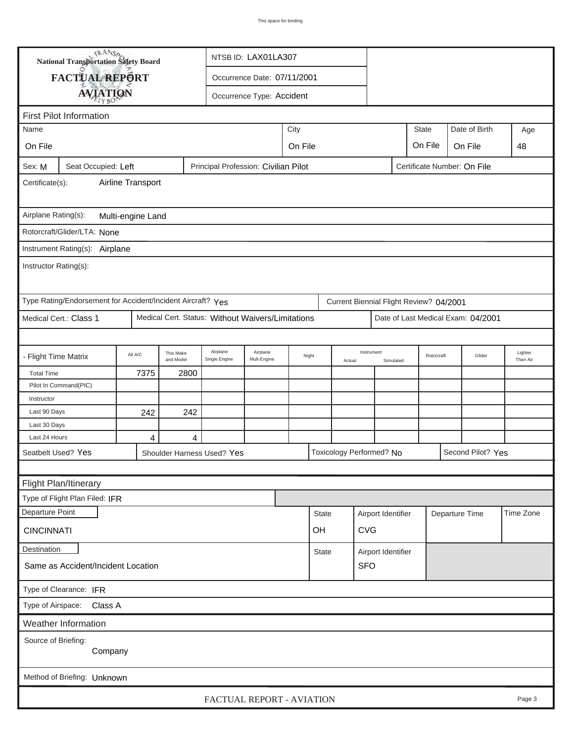**National Transportation Safety Board**

**FACTUAL REPORT**

**AVIATION**

NTSB ID: LAX01LA307

Occurrence Date: 07/11/2001

Occurrence Type: Accident

## First Pilot Information

| Name | City | State | Date of Birth | Age |
|---|---|---|---|---|
| On File | On File | On File | On File | 48 |

Sex: M | Seat Occupied: Left | Principal Profession: Civilian Pilot | Certificate Number: On File

Certificate(s): Airline Transport

Airplane Rating(s): Multi-engine Land

Rotorcraft/Glider/LTA: None

Instrument Rating(s): Airplane

Instructor Rating(s):

Type Rating/Endorsement for Accident/Incident Aircraft? Yes | Current Biennial Flight Review? 04/2001

Medical Cert.: Class 1 | Medical Cert. Status: Without Waivers/Limitations | Date of Last Medical Exam: 04/2001

| - Flight Time Matrix | All A/C | This Make and Model | Airplane Single Engine | Airplane Mult-Engine | Night | Instrument Actual | Instrument Simulated | Rotorcraft | Glider | Lighter Than Air |
|---|---|---|---|---|---|---|---|---|---|---|
| Total Time | 7375 | 2800 | | | | | | | | |
| Pilot In Command(PIC) | | | | | | | | | | |
| Instructor | | | | | | | | | | |
| Last 90 Days | 242 | 242 | | | | | | | | |
| Last 30 Days | | | | | | | | | | |
| Last 24 Hours | 4 | 4 | | | | | | | | |

Seatbelt Used? Yes | Shoulder Harness Used? Yes | Toxicology Performed? No | Second Pilot? Yes

## Flight Plan/Itinerary

Type of Flight Plan Filed: IFR

| Departure Point | State | Airport Identifier | Departure Time | Time Zone |
|---|---|---|---|---|
| CINCINNATI | OH | CVG | | |

| Destination | State | Airport Identifier |
|---|---|---|
| Same as Accident/Incident Location | | SFO |

Type of Clearance: IFR

Type of Airspace: Class A

## Weather Information

Source of Briefing: Company

Method of Briefing: Unknown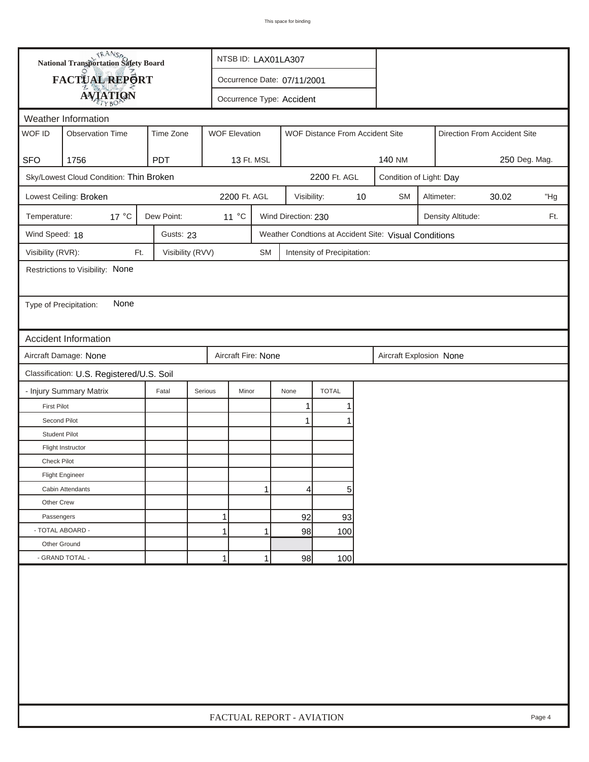**National Transportation Safety Board**

**FACTUAL REPORT**

**AVIATION**

NTSB ID: LAX01LA307

Occurrence Date: 07/11/2001

Occurrence Type: Accident

## Weather Information

| WOF ID | Observation Time | Time Zone | WOF Elevation | WOF Distance From Accident Site | Direction From Accident Site |
|---|---|---|---|---|---|
| SFO | 1756 | PDT | 13 Ft. MSL | 140 NM | 250 Deg. Mag. |

Sky/Lowest Cloud Condition: Thin Broken 2200 Ft. AGL

Condition of Light: Day

Lowest Ceiling: Broken 2200 Ft. AGL

Visibility: 10 SM

Altimeter: 30.02 "Hg

Temperature: 17 °C

Dew Point: 11 °C

Wind Direction: 230

Density Altitude: Ft.

Wind Speed: 18

Gusts: 23

Weather Condtions at Accident Site: Visual Conditions

Visibility (RVR): Ft.

Visibility (RVV) SM

Intensity of Precipitation:

Restrictions to Visibility: None

Type of Precipitation: None

## Accident Information

Aircraft Damage: None

Aircraft Fire: None

Aircraft Explosion None

Classification: U.S. Registered/U.S. Soil

| - Injury Summary Matrix | Fatal | Serious | Minor | None | TOTAL |
|---|---|---|---|---|---|
| First Pilot | | | | 1 | 1 |
| Second Pilot | | | | 1 | 1 |
| Student Pilot | | | | | |
| Flight Instructor | | | | | |
| Check Pilot | | | | | |
| Flight Engineer | | | | | |
| Cabin Attendants | | | 1 | 4 | 5 |
| Other Crew | | | | | |
| Passengers | | 1 | | 92 | 93 |
| - TOTAL ABOARD - | | 1 | 1 | 98 | 100 |
| Other Ground | | | | | |
| - GRAND TOTAL - | | 1 | 1 | 98 | 100 |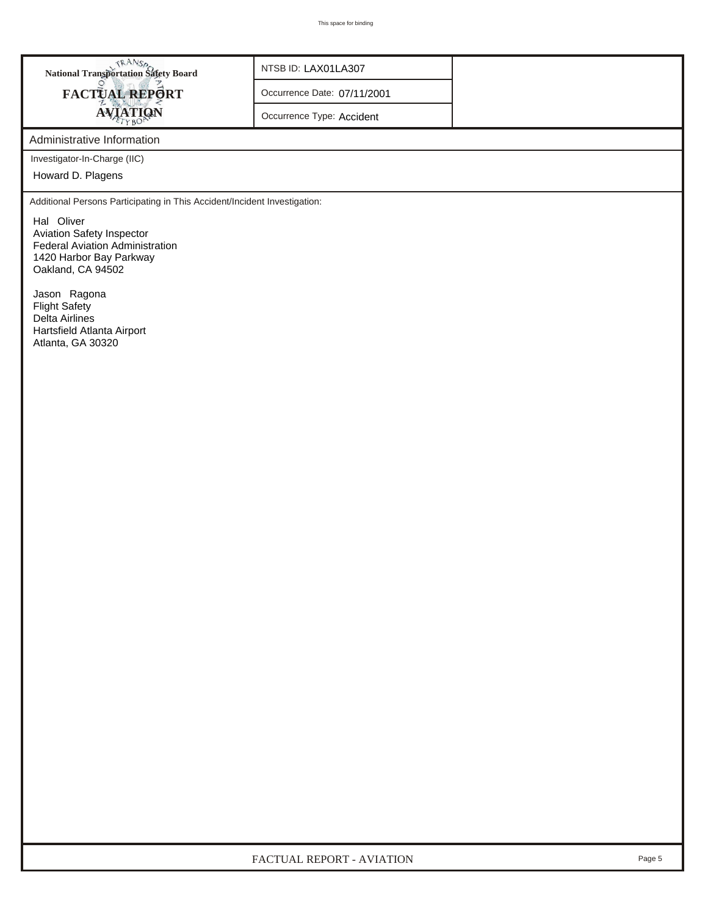**National Transportation Safety Board**

**FACTUAL REPORT**

**AVIATION**

| | |
|---|---|
| NTSB ID: LAX01LA307 | |
| Occurrence Date: 07/11/2001 | |
| Occurrence Type: Accident | |

## Administrative Information

Investigator-In-Charge (IIC)

Howard D. Plagens

Additional Persons Participating in This Accident/Incident Investigation:

Hal Oliver
Aviation Safety Inspector
Federal Aviation Administration
1420 Harbor Bay Parkway
Oakland, CA 94502

Jason Ragona
Flight Safety
Delta Airlines
Hartsfield Atlanta Airport
Atlanta, GA 30320